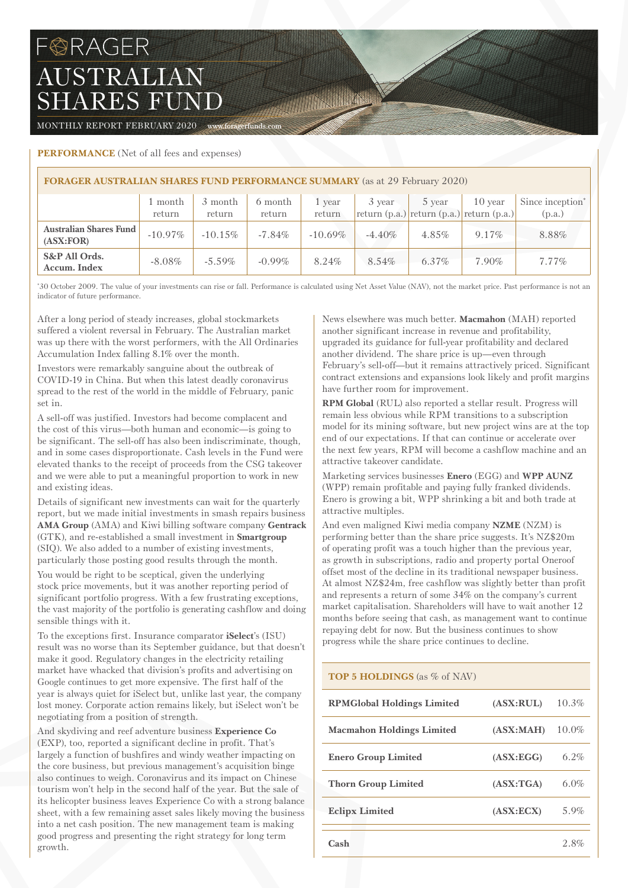# FORAGER AUSTRALIAN SHARES FUND

MONTHLY REPORT FEBRUARY 2020 www.foragerfunds.com

**PERFORMANCE** (Net of all fees and expenses)

**FORAGER AUSTRALIAN SHARES FUND PERFORMANCE SUMMARY** (as at 29 February 2020)

| | 1 month return | 3 month return | 6 month return | 1 year return | 3 year return (p.a.) | 5 year return (p.a.) | 10 year return (p.a.) | Since inception* (p.a.) |
|---|---|---|---|---|---|---|---|---|
| **Australian Shares Fund (ASX:FOR)** | -10.97% | -10.15% | -7.84% | -10.69% | -4.40% | 4.85% | 9.17% | 8.88% |
| **S&P All Ords. Accum. Index** | -8.08% | -5.59% | -0.99% | 8.24% | 8.54% | 6.37% | 7.90% | 7.77% |

*30 October 2009. The value of your investments can rise or fall. Performance is calculated using Net Asset Value (NAV), not the market price. Past performance is not an indicator of future performance.

After a long period of steady increases, global stockmarkets suffered a violent reversal in February. The Australian market was up there with the worst performers, with the All Ordinaries Accumulation Index falling 8.1% over the month.

Investors were remarkably sanguine about the outbreak of COVID-19 in China. But when this latest deadly coronavirus spread to the rest of the world in the middle of February, panic set in.

A sell-off was justified. Investors had become complacent and the cost of this virus—both human and economic—is going to be significant. The sell-off has also been indiscriminate, though, and in some cases disproportionate. Cash levels in the Fund were elevated thanks to the receipt of proceeds from the CSG takeover and we were able to put a meaningful proportion to work in new and existing ideas.

Details of significant new investments can wait for the quarterly report, but we made initial investments in smash repairs business **AMA Group** (AMA) and Kiwi billing software company **Gentrack** (GTK), and re-established a small investment in **Smartgroup** (SIQ). We also added to a number of existing investments, particularly those posting good results through the month.

You would be right to be sceptical, given the underlying stock price movements, but it was another reporting period of significant portfolio progress. With a few frustrating exceptions, the vast majority of the portfolio is generating cashflow and doing sensible things with it.

To the exceptions first. Insurance comparator **iSelect**'s (ISU) result was no worse than its September guidance, but that doesn't make it good. Regulatory changes in the electricity retailing market have whacked that division's profits and advertising on Google continues to get more expensive. The first half of the year is always quiet for iSelect but, unlike last year, the company lost money. Corporate action remains likely, but iSelect won't be negotiating from a position of strength.

And skydiving and reef adventure business **Experience Co** (EXP), too, reported a significant decline in profit. That's largely a function of bushfires and windy weather impacting on the core business, but previous management's acquisition binge also continues to weigh. Coronavirus and its impact on Chinese tourism won't help in the second half of the year. But the sale of its helicopter business leaves Experience Co with a strong balance sheet, with a few remaining asset sales likely moving the business into a net cash position. The new management team is making good progress and presenting the right strategy for long term growth.

News elsewhere was much better. **Macmahon** (MAH) reported another significant increase in revenue and profitability, upgraded its guidance for full-year profitability and declared another dividend. The share price is up—even through February's sell-off—but it remains attractively priced. Significant contract extensions and expansions look likely and profit margins have further room for improvement.

**RPM Global** (RUL) also reported a stellar result. Progress will remain less obvious while RPM transitions to a subscription model for its mining software, but new project wins are at the top end of our expectations. If that can continue or accelerate over the next few years, RPM will become a cashflow machine and an attractive takeover candidate.

Marketing services businesses **Enero** (EGG) and **WPP AUNZ** (WPP) remain profitable and paying fully franked dividends. Enero is growing a bit, WPP shrinking a bit and both trade at attractive multiples.

And even maligned Kiwi media company **NZME** (NZM) is performing better than the share price suggests. It's NZ$20m of operating profit was a touch higher than the previous year, as growth in subscriptions, radio and property portal Oneroof offset most of the decline in its traditional newspaper business. At almost NZ$24m, free cashflow was slightly better than profit and represents a return of some 34% on the company's current market capitalisation. Shareholders will have to wait another 12 months before seeing that cash, as management want to continue repaying debt for now. But the business continues to show progress while the share price continues to decline.

**TOP 5 HOLDINGS** (as % of NAV)

| | | |
|---|---|---|
| **RPMGlobal Holdings Limited** | **(ASX:RUL)** | 10.3% |
| **Macmahon Holdings Limited** | **(ASX:MAH)** | 10.0% |
| **Enero Group Limited** | **(ASX:EGG)** | 6.2% |
| **Thorn Group Limited** | **(ASX:TGA)** | 6.0% |
| **Eclipx Limited** | **(ASX:ECX)** | 5.9% |
| **Cash** | | 2.8% |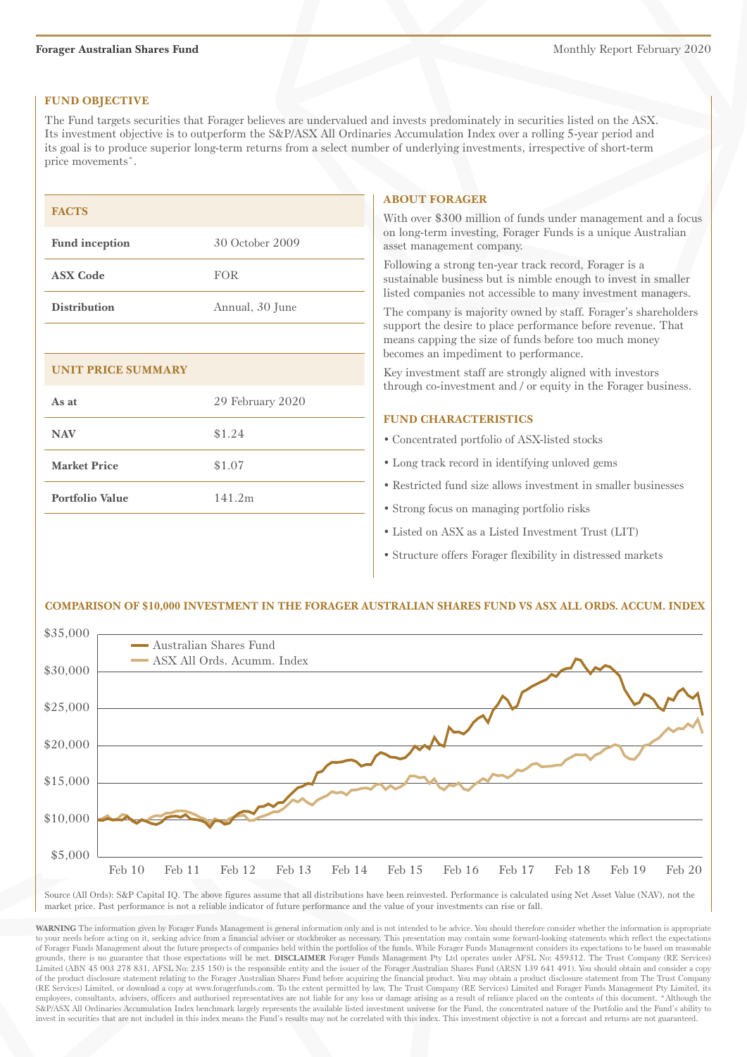## FUND OBJECTIVE

The Fund targets securities that Forager believes are undervalued and invests predominately in securities listed on the ASX. Its investment objective is to outperform the S&P/ASX All Ordinaries Accumulation Index over a rolling 5-year period and its goal is to produce superior long-term returns from a select number of underlying investments, irrespective of short-term price movements^.

| FACTS | |
|---|---|
| **Fund inception** | 30 October 2009 |
| **ASX Code** | FOR |
| **Distribution** | Annual, 30 June |

| UNIT PRICE SUMMARY | |
|---|---|
| **As at** | 29 February 2020 |
| **NAV** | $1.24 |
| **Market Price** | $1.07 |
| **Portfolio Value** | 141.2m |

## ABOUT FORAGER

With over $300 million of funds under management and a focus on long-term investing, Forager Funds is a unique Australian asset management company.

Following a strong ten-year track record, Forager is a sustainable business but is nimble enough to invest in smaller listed companies not accessible to many investment managers.

The company is majority owned by staff. Forager's shareholders support the desire to place performance before revenue. That means capping the size of funds before too much money becomes an impediment to performance.

Key investment staff are strongly aligned with investors through co-investment and / or equity in the Forager business.

## FUND CHARACTERISTICS

- Concentrated portfolio of ASX-listed stocks
- Long track record in identifying unloved gems
- Restricted fund size allows investment in smaller businesses
- Strong focus on managing portfolio risks
- Listed on ASX as a Listed Investment Trust (LIT)
- Structure offers Forager flexibility in distressed markets

## COMPARISON OF $10,000 INVESTMENT IN THE FORAGER AUSTRALIAN SHARES FUND VS ASX ALL ORDS. ACCUM. INDEX

Australian Shares Fund
ASX All Ords. Acumm. Index

$35,000
$30,000
$25,000
$20,000
$15,000
$10,000
$5,000

Feb 10, Feb 11, Feb 12, Feb 13, Feb 14, Feb 15, Feb 16, Feb 17, Feb 18, Feb 19, Feb 20

Source (All Ords): S&P Capital IQ. The above figures assume that all distributions have been reinvested. Performance is calculated using Net Asset Value (NAV), not the market price. Past performance is not a reliable indicator of future performance and the value of your investments can rise or fall.

**WARNING** The information given by Forager Funds Management is general information only and is not intended to be advice. You should therefore consider whether the information is appropriate to your needs before acting on it, seeking advice from a financial adviser or stockbroker as necessary. This presentation may contain some forward-looking statements which reflect the expectations of Forager Funds Management about the future prospects of companies held within the portfolios of the funds. While Forager Funds Management considers its expectations to be based on reasonable grounds, there is no guarantee that those expectations will be met. **DISCLAIMER** Forager Funds Management Pty Ltd operates under AFSL No: 459312. The Trust Company (RE Services) Limited (ABN 45 003 278 831, AFSL No: 235 150) is the responsible entity and the issuer of the Forager Australian Shares Fund (ARSN 139 641 491). You should obtain and consider a copy of the product disclosure statement relating to the Forager Australian Shares Fund before acquiring the financial product. You may obtain a product disclosure statement from The Trust Company (RE Services) Limited, or download a copy at www.foragerfunds.com. To the extent permitted by law, The Trust Company (RE Services) Limited and Forager Funds Management Pty Limited, its employees, consultants, advisers, officers and authorised representatives are not liable for any loss or damage arising as a result of reliance placed on the contents of this document. ^Although the S&P/ASX All Ordinaries Accumulation Index benchmark largely represents the available listed investment universe for the Fund, the concentrated nature of the Portfolio and the Fund's ability to invest in securities that are not included in this index means the Fund's results may not be correlated with this index. This investment objective is not a forecast and returns are not guaranteed.